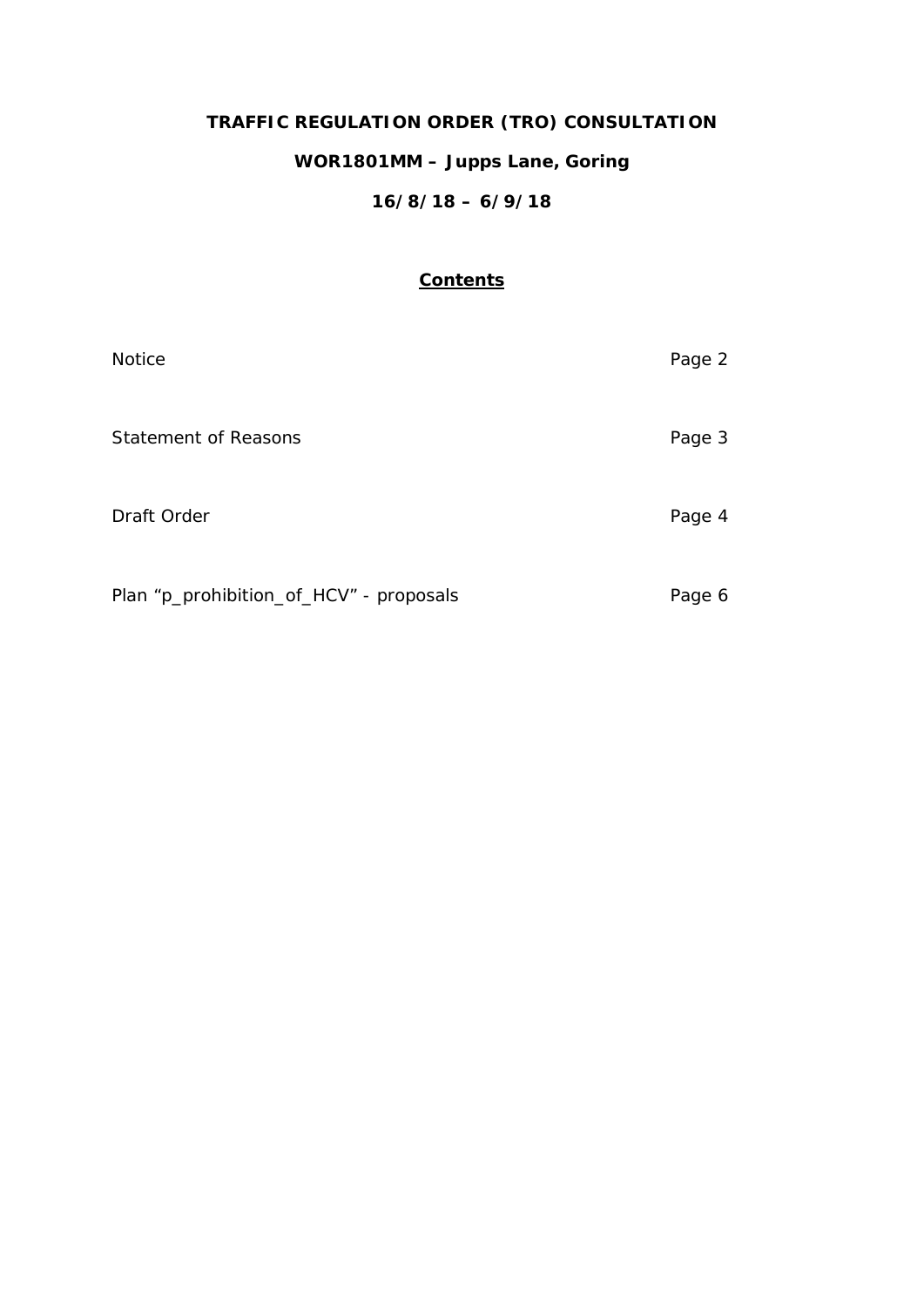# TRAFFIC REGULATION ORDER (TRO) CONSULTATION

## WOR1801MM – Jupps Lane, Goring

## 16/8/18 – 6/9/18

### Contents

| | |
|---|---|
| Notice | Page 2 |
| Statement of Reasons | Page 3 |
| Draft Order | Page 4 |
| Plan "p_prohibition_of_HCV" - proposals | Page 6 |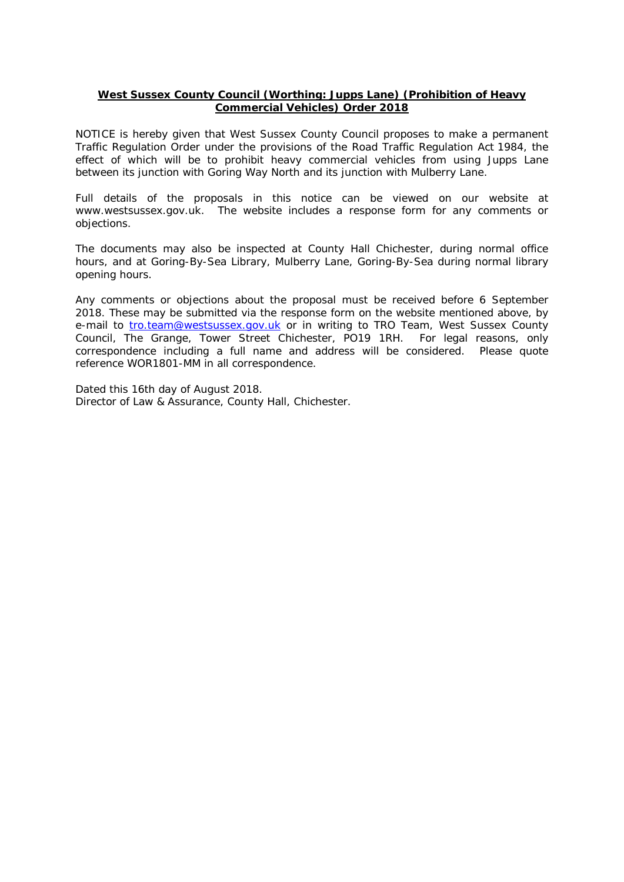**West Sussex County Council (Worthing: Jupps Lane) (Prohibition of Heavy Commercial Vehicles) Order 2018**

NOTICE is hereby given that West Sussex County Council proposes to make a permanent Traffic Regulation Order under the provisions of the Road Traffic Regulation Act 1984, the effect of which will be to prohibit heavy commercial vehicles from using Jupps Lane between its junction with Goring Way North and its junction with Mulberry Lane.

Full details of the proposals in this notice can be viewed on our website at www.westsussex.gov.uk. The website includes a response form for any comments or objections.

The documents may also be inspected at County Hall Chichester, during normal office hours, and at Goring-By-Sea Library, Mulberry Lane, Goring-By-Sea during normal library opening hours.

Any comments or objections about the proposal must be received before 6 September 2018. These may be submitted via the response form on the website mentioned above, by e-mail to tro.team@westsussex.gov.uk or in writing to TRO Team, West Sussex County Council, The Grange, Tower Street Chichester, PO19 1RH. For legal reasons, only correspondence including a full name and address will be considered. Please quote reference WOR1801-MM in all correspondence.

Dated this 16th day of August 2018.
Director of Law & Assurance, County Hall, Chichester.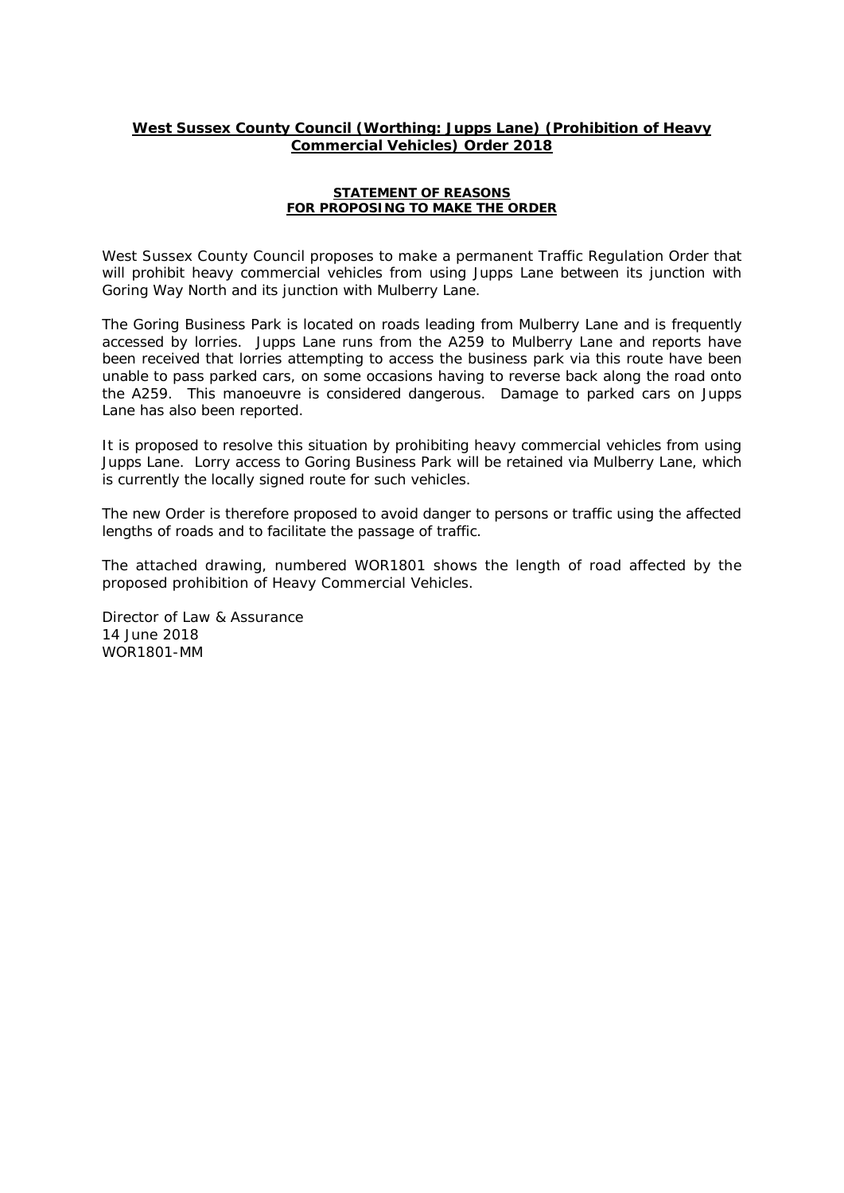**West Sussex County Council (Worthing: Jupps Lane) (Prohibition of Heavy Commercial Vehicles) Order 2018**

**STATEMENT OF REASONS**
**FOR PROPOSING TO MAKE THE ORDER**

West Sussex County Council proposes to make a permanent Traffic Regulation Order that will prohibit heavy commercial vehicles from using Jupps Lane between its junction with Goring Way North and its junction with Mulberry Lane.

The Goring Business Park is located on roads leading from Mulberry Lane and is frequently accessed by lorries. Jupps Lane runs from the A259 to Mulberry Lane and reports have been received that lorries attempting to access the business park via this route have been unable to pass parked cars, on some occasions having to reverse back along the road onto the A259. This manoeuvre is considered dangerous. Damage to parked cars on Jupps Lane has also been reported.

It is proposed to resolve this situation by prohibiting heavy commercial vehicles from using Jupps Lane. Lorry access to Goring Business Park will be retained via Mulberry Lane, which is currently the locally signed route for such vehicles.

The new Order is therefore proposed to avoid danger to persons or traffic using the affected lengths of roads and to facilitate the passage of traffic.

The attached drawing, numbered WOR1801 shows the length of road affected by the proposed prohibition of Heavy Commercial Vehicles.

Director of Law & Assurance
14 June 2018
WOR1801-MM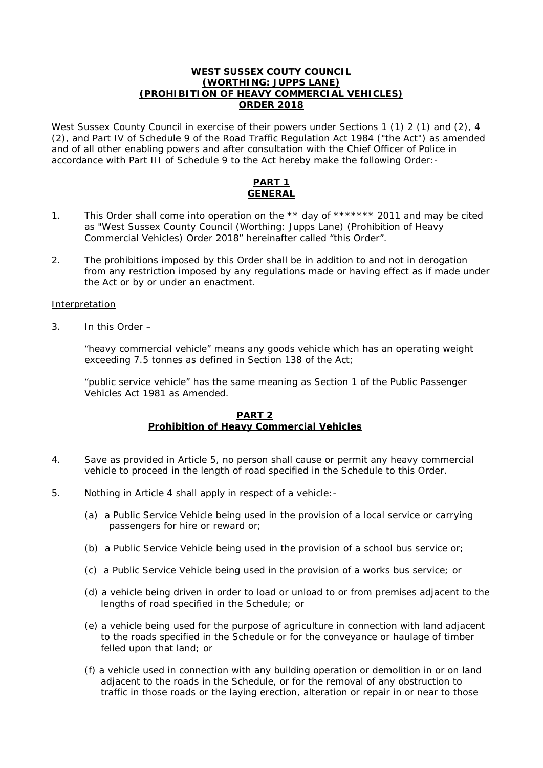**WEST SUSSEX COUTY COUNCIL**
**(WORTHING: JUPPS LANE)**
**(PROHIBITION OF HEAVY COMMERCIAL VEHICLES)**
**ORDER 2018**

West Sussex County Council in exercise of their powers under Sections 1 (1) 2 (1) and (2), 4 (2), and Part IV of Schedule 9 of the Road Traffic Regulation Act 1984 ("the Act") as amended and of all other enabling powers and after consultation with the Chief Officer of Police in accordance with Part III of Schedule 9 to the Act hereby make the following Order:-

**PART 1**
**GENERAL**

1. This Order shall come into operation on the ** day of ******* 2011 and may be cited as "West Sussex County Council (Worthing: Jupps Lane) (Prohibition of Heavy Commercial Vehicles) Order 2018" hereinafter called "this Order".

2. The prohibitions imposed by this Order shall be in addition to and not in derogation from any restriction imposed by any regulations made or having effect as if made under the Act or by or under an enactment.

Interpretation

3. In this Order –

   "heavy commercial vehicle" means any goods vehicle which has an operating weight exceeding 7.5 tonnes as defined in Section 138 of the Act;

   "public service vehicle" has the same meaning as Section 1 of the Public Passenger Vehicles Act 1981 as Amended.

**PART 2**
**Prohibition of Heavy Commercial Vehicles**

4. Save as provided in Article 5, no person shall cause or permit any heavy commercial vehicle to proceed in the length of road specified in the Schedule to this Order.

5. Nothing in Article 4 shall apply in respect of a vehicle:-

   (a) a Public Service Vehicle being used in the provision of a local service or carrying passengers for hire or reward or;

   (b) a Public Service Vehicle being used in the provision of a school bus service or;

   (c) a Public Service Vehicle being used in the provision of a works bus service; or

   (d) a vehicle being driven in order to load or unload to or from premises adjacent to the lengths of road specified in the Schedule; or

   (e) a vehicle being used for the purpose of agriculture in connection with land adjacent to the roads specified in the Schedule or for the conveyance or haulage of timber felled upon that land; or

   (f) a vehicle used in connection with any building operation or demolition in or on land adjacent to the roads in the Schedule, or for the removal of any obstruction to traffic in those roads or the laying erection, alteration or repair in or near to those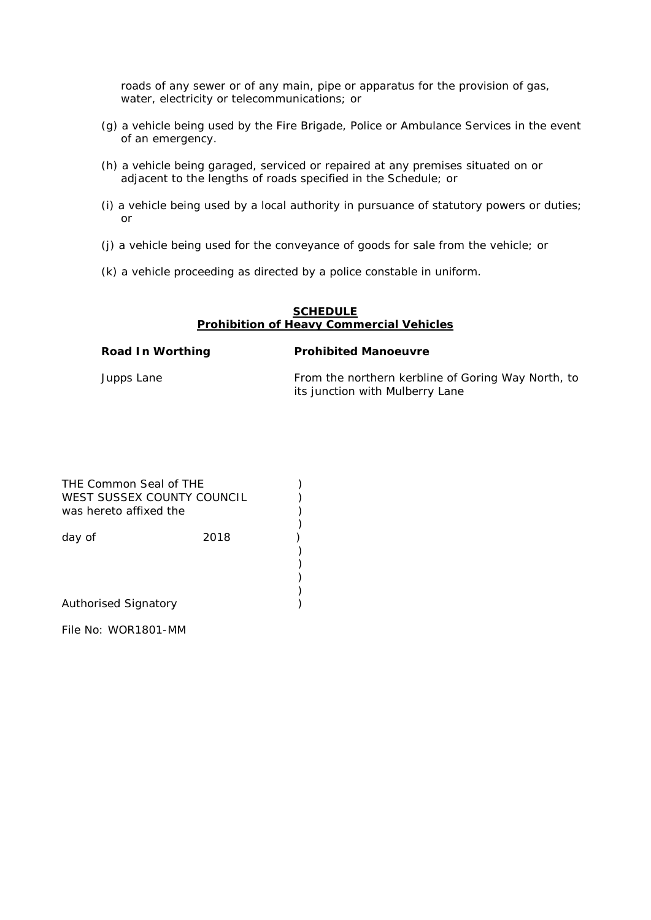roads of any sewer or of any main, pipe or apparatus for the provision of gas, water, electricity or telecommunications; or

(g) a vehicle being used by the Fire Brigade, Police or Ambulance Services in the event of an emergency.

(h) a vehicle being garaged, serviced or repaired at any premises situated on or adjacent to the lengths of roads specified in the Schedule; or

(i) a vehicle being used by a local authority in pursuance of statutory powers or duties; or

(j) a vehicle being used for the conveyance of goods for sale from the vehicle; or

(k) a vehicle proceeding as directed by a police constable in uniform.

## SCHEDULE
## Prohibition of Heavy Commercial Vehicles

| **Road In Worthing** | **Prohibited Manoeuvre** |
|---|---|
| Jupps Lane | From the northern kerbline of Goring Way North, to its junction with Mulberry Lane |

THE Common Seal of THE )
WEST SUSSEX COUNTY COUNCIL )
was hereto affixed the )

day of 2018 )

Authorised Signatory )

File No: WOR1801-MM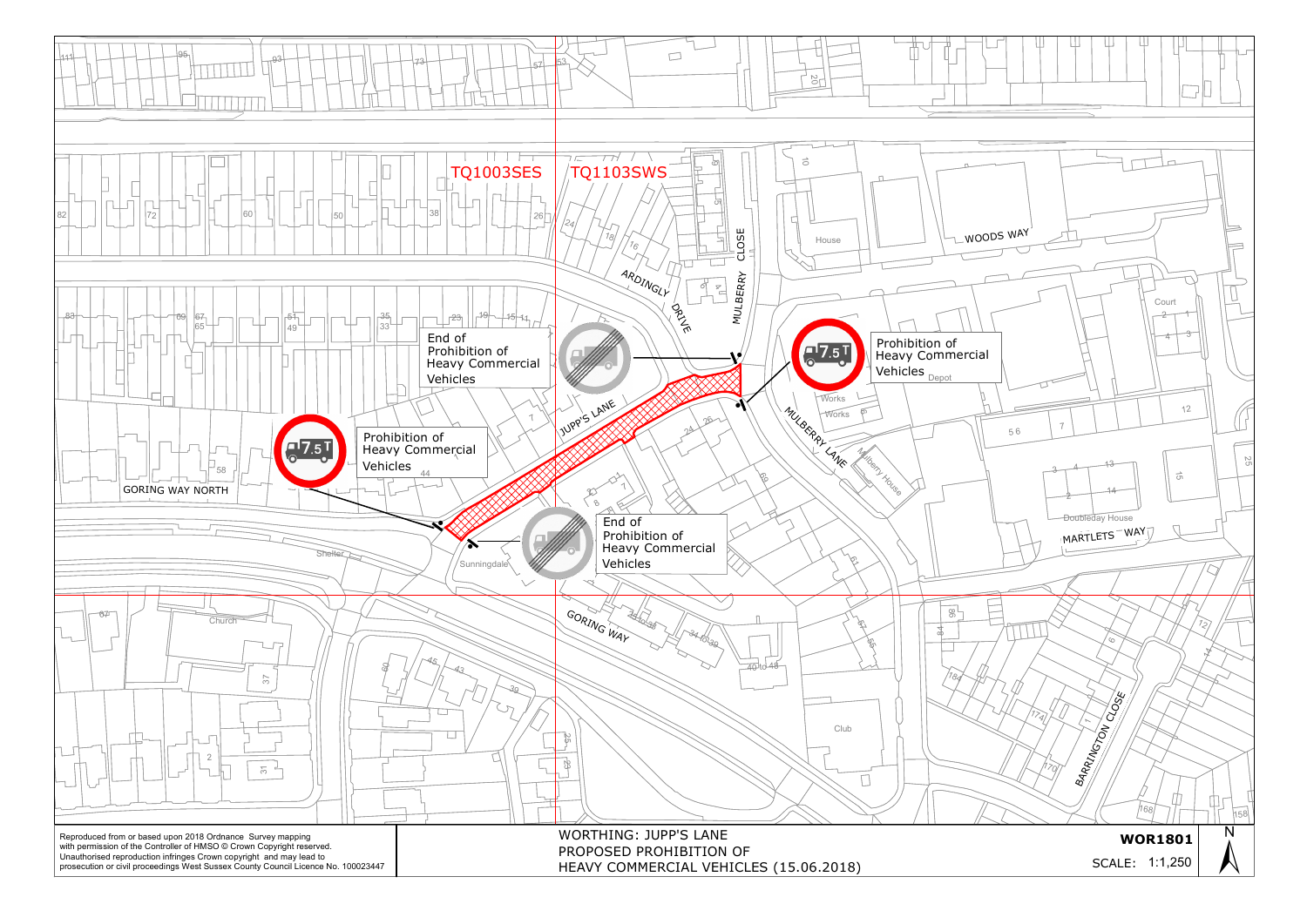TQ1003SES

TQ1103SWS

End of Prohibition of Heavy Commercial Vehicles

Prohibition of Heavy Commercial Vehicles

Prohibition of Heavy Commercial Vehicles

End of Prohibition of Heavy Commercial Vehicles

JUPP'S LANE

GORING WAY NORTH

GORING WAY

ARDINGLY DRIVE

MULBERRY CLOSE

MULBERRY LANE

WOODS WAY

MARTLETS WAY

BARRINGTON CLOSE

Reproduced from or based upon 2018 Ordnance Survey mapping with permission of the Controller of HMSO © Crown Copyright reserved. Unauthorised reproduction infringes Crown copyright and may lead to prosecution or civil proceedings West Sussex County Council Licence No. 100023447

WORTHING: JUPP'S LANE
PROPOSED PROHIBITION OF
HEAVY COMMERCIAL VEHICLES (15.06.2018)

**WOR1801**

SCALE: 1:1,250

N